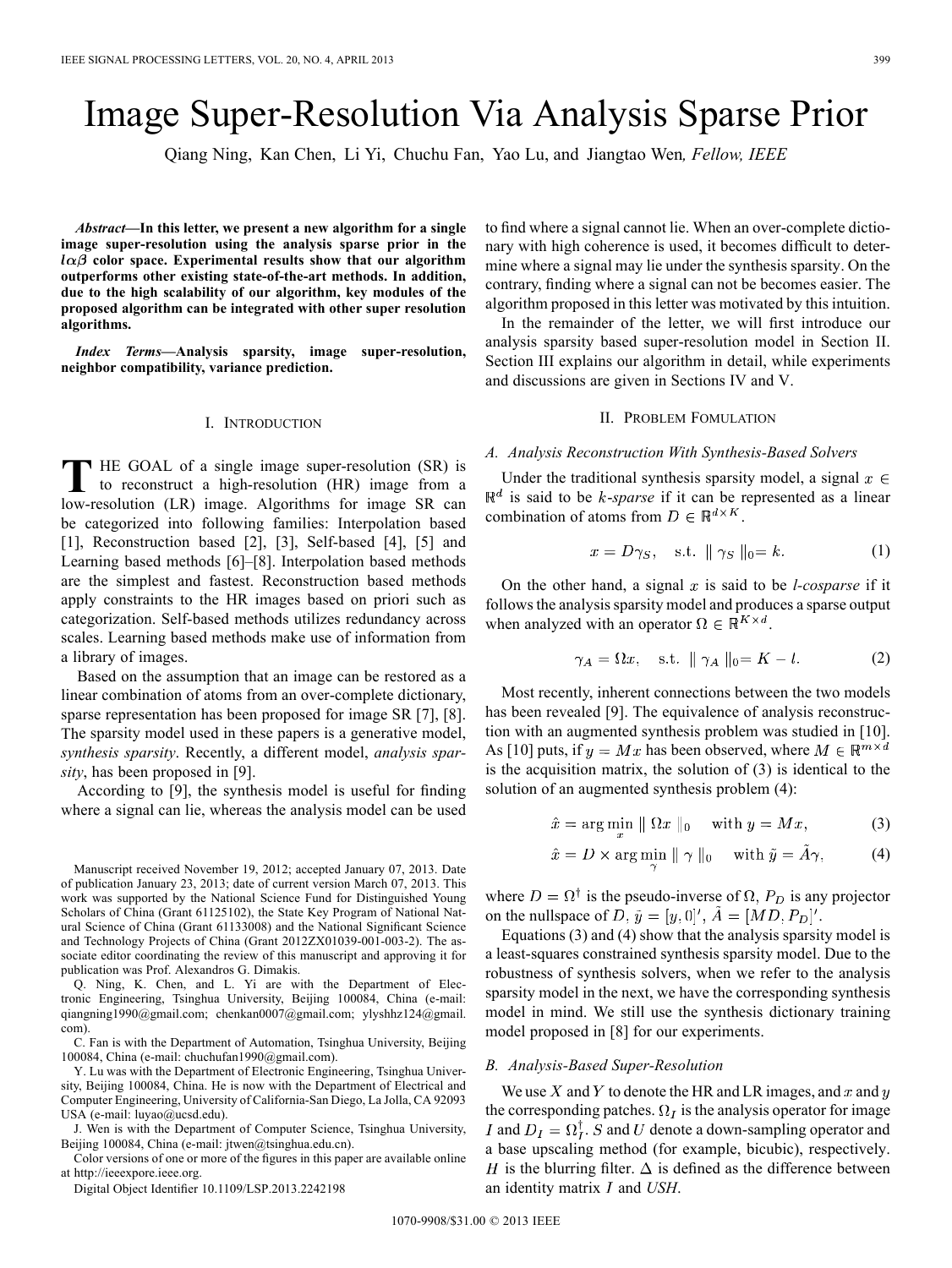# Image Super-Resolution Via Analysis Sparse Prior

Qiang Ning, Kan Chen, Li Yi, Chuchu Fan, Yao Lu, and Jiangtao Wen, *Fellow, IEEE*

***Abstract*—In this letter, we present a new algorithm for a single image super-resolution using the analysis sparse prior in the $l\alpha\beta$ color space. Experimental results show that our algorithm outperforms other existing state-of-the-art methods. In addition, due to the high scalability of our algorithm, key modules of the proposed algorithm can be integrated with other super resolution algorithms.**

***Index Terms*—Analysis sparsity, image super-resolution, neighbor compatibility, variance prediction.**

## I. Introduction

THE GOAL of a single image super-resolution (SR) is to reconstruct a high-resolution (HR) image from a low-resolution (LR) image. Algorithms for image SR can be categorized into following families: Interpolation based [1], Reconstruction based [2], [3], Self-based [4], [5] and Learning based methods [6]–[8]. Interpolation based methods are the simplest and fastest. Reconstruction based methods apply constraints to the HR images based on priori such as categorization. Self-based methods utilizes redundancy across scales. Learning based methods make use of information from a library of images.

Based on the assumption that an image can be restored as a linear combination of atoms from an over-complete dictionary, sparse representation has been proposed for image SR [7], [8]. The sparsity model used in these papers is a generative model, *synthesis sparsity*. Recently, a different model, *analysis sparsity*, has been proposed in [9].

According to [9], the synthesis model is useful for finding where a signal can lie, whereas the analysis model can be used to find where a signal cannot lie. When an over-complete dictionary with high coherence is used, it becomes difficult to determine where a signal may lie under the synthesis sparsity. On the contrary, finding where a signal can not be becomes easier. The algorithm proposed in this letter was motivated by this intuition.

In the remainder of the letter, we will first introduce our analysis sparsity based super-resolution model in Section II. Section III explains our algorithm in detail, while experiments and discussions are given in Sections IV and V.

Manuscript received November 19, 2012; accepted January 07, 2013. Date of publication January 23, 2013; date of current version March 07, 2013. This work was supported by the National Science Fund for Distinguished Young Scholars of China (Grant 61125102), the State Key Program of National Natural Science of China (Grant 61133008) and the National Significant Science and Technology Projects of China (Grant 2012ZX01039-001-003-2). The associate editor coordinating the review of this manuscript and approving it for publication was Prof. Alexandros G. Dimakis.

Q. Ning, K. Chen, and L. Yi are with the Department of Electronic Engineering, Tsinghua University, Beijing 100084, China (e-mail: qiangning1990@gmail.com; chenkan0007@gmail.com; ylyshhz124@gmail.com).

C. Fan is with the Department of Automation, Tsinghua University, Beijing 100084, China (e-mail: chuchufan1990@gmail.com).

Y. Lu was with the Department of Electronic Engineering, Tsinghua University, Beijing 100084, China. He is now with the Department of Electrical and Computer Engineering, University of California-San Diego, La Jolla, CA 92093 USA (e-mail: luyao@ucsd.edu).

J. Wen is with the Department of Computer Science, Tsinghua University, Beijing 100084, China (e-mail: jtwen@tsinghua.edu.cn).

Color versions of one or more of the figures in this paper are available online at http://ieeexplore.ieee.org.

Digital Object Identifier 10.1109/LSP.2013.2242198

## II. Problem Fomulation

### A. Analysis Reconstruction With Synthesis-Based Solvers

Under the traditional synthesis sparsity model, a signal $x \in \mathbb{R}^d$ is said to be *k-sparse* if it can be represented as a linear combination of atoms from $D \in \mathbb{R}^{d \times K}$.

$$x = D\gamma_S, \quad \text{s.t.} \ \| \gamma_S \|_0 = k. \tag{1}$$

On the other hand, a signal $x$ is said to be *l-cosparse* if it follows the analysis sparsity model and produces a sparse output when analyzed with an operator $\Omega \in \mathbb{R}^{K \times d}$.

$$\gamma_A = \Omega x, \quad \text{s.t.} \ \| \gamma_A \|_0 = K - l. \tag{2}$$

Most recently, inherent connections between the two models has been revealed [9]. The equivalence of analysis reconstruction with an augmented synthesis problem was studied in [10]. As [10] puts, if $y = Mx$ has been observed, where $M \in \mathbb{R}^{m \times d}$ is the acquisition matrix, the solution of (3) is identical to the solution of an augmented synthesis problem (4):

$$\hat{x} = \arg\min_x \| \Omega x \|_0 \quad \text{with } y = Mx, \tag{3}$$

$$\hat{x} = D \times \arg\min_\gamma \| \gamma \|_0 \quad \text{with } \tilde{y} = \tilde{A}\gamma, \tag{4}$$

where $D = \Omega^\dagger$ is the pseudo-inverse of $\Omega$, $P_D$ is any projector on the nullspace of $D$, $\tilde{y} = [y, 0]'$, $\tilde{A} = [MD, P_D]'$.

Equations (3) and (4) show that the analysis sparsity model is a least-squares constrained synthesis sparsity model. Due to the robustness of synthesis solvers, when we refer to the analysis sparsity model in the next, we have the corresponding synthesis model in mind. We still use the synthesis dictionary training model proposed in [8] for our experiments.

### B. Analysis-Based Super-Resolution

We use $X$ and $Y$ to denote the HR and LR images, and $x$ and $y$ the corresponding patches. $\Omega_I$ is the analysis operator for image $I$ and $D_I = \Omega_I^\dagger$. $S$ and $U$ denote a down-sampling operator and a base upscaling method (for example, bicubic), respectively. $H$ is the blurring filter. $\Delta$ is defined as the difference between an identity matrix $I$ and *USH*.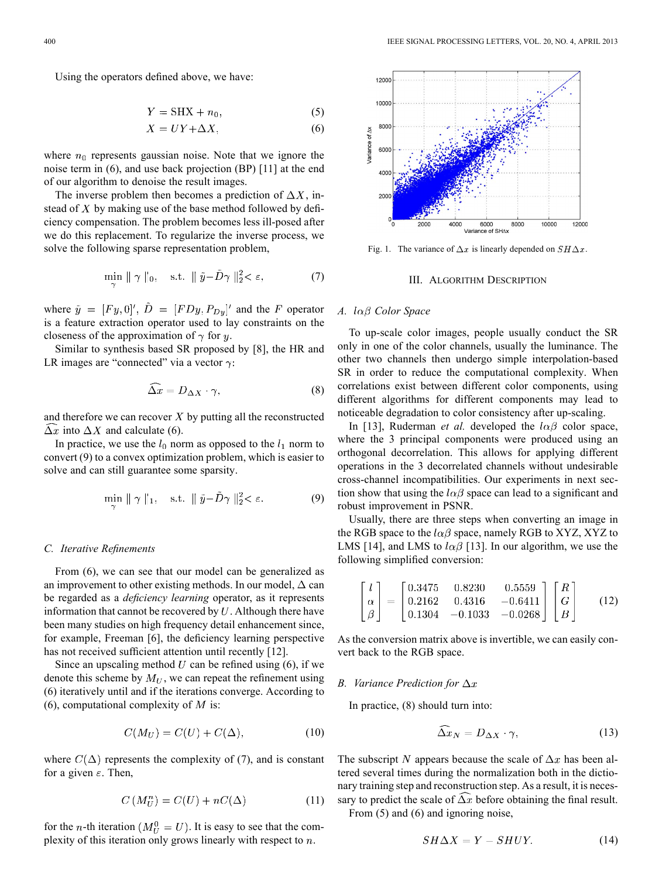Using the operators defined above, we have:

$$Y = \mathrm{SHX} + n_0, \tag{5}$$

$$X = UY + \Delta X, \tag{6}$$

where $n_0$ represents gaussian noise. Note that we ignore the noise term in (6), and use back projection (BP) [11] at the end of our algorithm to denoise the result images.

The inverse problem then becomes a prediction of $\Delta X$, instead of $X$ by making use of the base method followed by deficiency compensation. The problem becomes less ill-posed after we do this replacement. To regularize the inverse process, we solve the following sparse representation problem,

$$\min_{\gamma} \| \gamma \|_0, \quad \text{s.t. } \| \tilde{y} - \tilde{D}\gamma \|_2^2 < \varepsilon, \tag{7}$$

where $\tilde{y} = [Fy, 0]'$, $\tilde{D} = [FDy, P_{Dy}]'$ and the $F$ operator is a feature extraction operator used to lay constraints on the closeness of the approximation of $\gamma$ for $y$.

Similar to synthesis based SR proposed by [8], the HR and LR images are "connected" via a vector $\gamma$:

$$\widehat{\Delta x} = D_{\Delta X} \cdot \gamma, \tag{8}$$

and therefore we can recover $X$ by putting all the reconstructed $\widehat{\Delta x}$ into $\Delta X$ and calculate (6).

In practice, we use the $l_0$ norm as opposed to the $l_1$ norm to convert (9) to a convex optimization problem, which is easier to solve and can still guarantee some sparsity.

$$\min_{\gamma} \| \gamma \|_1, \quad \text{s.t. } \| \tilde{y} - \tilde{D}\gamma \|_2^2 < \varepsilon. \tag{9}$$

### C. Iterative Refinements

From (6), we can see that our model can be generalized as an improvement to other existing methods. In our model, $\Delta$ can be regarded as a *deficiency learning* operator, as it represents information that cannot be recovered by $U$. Although there have been many studies on high frequency detail enhancement since, for example, Freeman [6], the deficiency learning perspective has not received sufficient attention until recently [12].

Since an upscaling method $U$ can be refined using (6), if we denote this scheme by $M_U$, we can repeat the refinement using (6) iteratively until and if the iterations converge. According to (6), computational complexity of $M$ is:

$$C(M_U) = C(U) + C(\Delta), \tag{10}$$

where $C(\Delta)$ represents the complexity of (7), and is constant for a given $\varepsilon$. Then,

$$C(M_U^n) = C(U) + nC(\Delta) \tag{11}$$

for the $n$-th iteration ($M_U^0 = U$). It is easy to see that the complexity of this iteration only grows linearly with respect to $n$.

Fig. 1. The variance of $\Delta x$ is linearly depended on $SH\Delta x$.

## III. Algorithm Description

### A. $l\alpha\beta$ Color Space

To up-scale color images, people usually conduct the SR only in one of the color channels, usually the luminance. The other two channels then undergo simple interpolation-based SR in order to reduce the computational complexity. When correlations exist between different color components, using different algorithms for different components may lead to noticeable degradation to color consistency after up-scaling.

In [13], Ruderman *et al.* developed the $l\alpha\beta$ color space, where the 3 principal components were produced using an orthogonal decorrelation. This allows for applying different operations in the 3 decorrelated channels without undesirable cross-channel incompatibilities. Our experiments in next section show that using the $l\alpha\beta$ space can lead to a significant and robust improvement in PSNR.

Usually, there are three steps when converting an image in the RGB space to the $l\alpha\beta$ space, namely RGB to XYZ, XYZ to LMS [14], and LMS to $l\alpha\beta$ [13]. In our algorithm, we use the following simplified conversion:

$$\begin{bmatrix} l \\ \alpha \\ \beta \end{bmatrix} = \begin{bmatrix} 0.3475 & 0.8230 & 0.5559 \\ 0.2162 & 0.4316 & -0.6411 \\ 0.1304 & -0.1033 & -0.0268 \end{bmatrix} \begin{bmatrix} R \\ G \\ B \end{bmatrix} \tag{12}$$

As the conversion matrix above is invertible, we can easily convert back to the RGB space.

### B. Variance Prediction for $\Delta x$

In practice, (8) should turn into:

$$\widehat{\Delta x}_N = D_{\Delta X} \cdot \gamma, \tag{13}$$

The subscript $N$ appears because the scale of $\Delta x$ has been altered several times during the normalization both in the dictionary training step and reconstruction step. As a result, it is necessary to predict the scale of $\widehat{\Delta x}$ before obtaining the final result.

From (5) and (6) and ignoring noise,

$$SH\Delta X = Y - SHUY. \tag{14}$$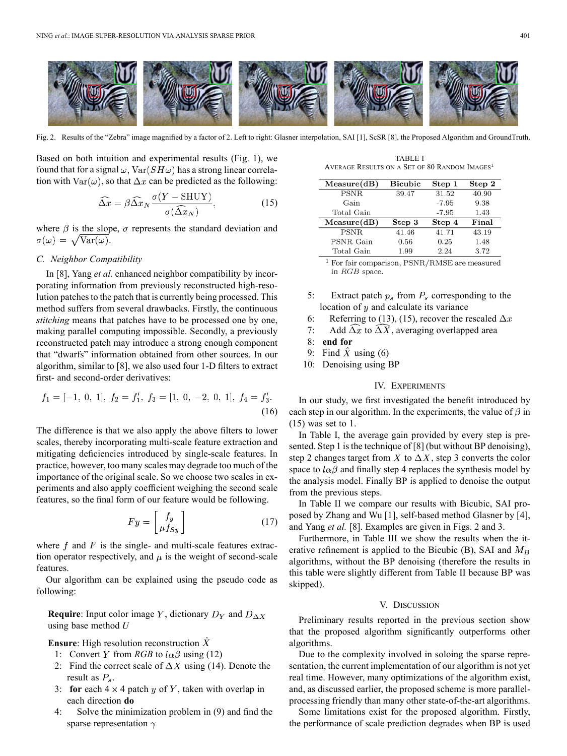Fig. 2. Results of the "Zebra" image magnified by a factor of 2. Left to right: Glasner interpolation, SAI [1], ScSR [8], the Proposed Algorithm and GroundTruth.

Based on both intuition and experimental results (Fig. 1), we found that for a signal $\omega$, $\mathrm{Var}(SH\omega)$ has a strong linear correlation with $\mathrm{Var}(\omega)$, so that $\Delta x$ can be predicted as the following:

$$\widehat{\Delta x} = \beta \widehat{\Delta x}_N \frac{\sigma(Y - \mathrm{SHUY})}{\sigma(\widehat{\Delta x}_N)}, \tag{15}$$

where $\beta$ is the slope, $\sigma$ represents the standard deviation and $\sigma(\omega) = \sqrt{\mathrm{Var}(\omega)}$.

### C. Neighbor Compatibility

In [8], Yang *et al.* enhanced neighbor compatibility by incorporating information from previously reconstructed high-resolution patches to the patch that is currently being processed. This method suffers from several drawbacks. Firstly, the continuous *stitching* means that patches have to be processed one by one, making parallel computing impossible. Secondly, a previously reconstructed patch may introduce a strong enough component that "dwarfs" information obtained from other sources. In our algorithm, similar to [8], we also used four 1-D filters to extract first- and second-order derivatives:

$$f_1 = [-1,\ 0,\ 1],\ f_2 = f_1',\ f_3 = [1,\ 0,\ -2,\ 0,\ 1],\ f_4 = f_3'. \tag{16}$$

The difference is that we also apply the above filters to lower scales, thereby incorporating multi-scale feature extraction and mitigating deficiencies introduced by single-scale features. In practice, however, too many scales may degrade too much of the importance of the original scale. So we choose two scales in experiments and also apply coefficient weighing the second scale features, so the final form of our feature would be following.

$$Fy = \begin{bmatrix} f_y \\ \mu f_{Sy} \end{bmatrix} \tag{17}$$

where $f$ and $F$ is the single- and multi-scale features extraction operator respectively, and $\mu$ is the weight of second-scale features.

Our algorithm can be explained using the pseudo code as following:

**Require**: Input color image $Y$, dictionary $D_Y$ and $D_{\Delta X}$ using base method $U$

**Ensure**: High resolution reconstruction $\hat{X}$

1: Convert $Y$ from *RGB* to $l\alpha\beta$ using (12)
2: Find the correct scale of $\Delta X$ using (14). Denote the result as $P_s$.
3: **for** each $4 \times 4$ patch $y$ of $Y$, taken with overlap in each direction **do**
4: Solve the minimization problem in (9) and find the sparse representation $\gamma$
5: Extract patch $p_s$ from $P_s$ corresponding to the location of $y$ and calculate its variance
6: Referring to (13), (15), recover the rescaled $\Delta x$
7: Add $\widehat{\Delta x}$ to $\widehat{\Delta X}$, averaging overlapped area
8: **end for**
9: Find $\hat{X}$ using (6)
10: Denoising using BP

TABLE I
AVERAGE RESULTS ON A SET OF 80 RANDOM IMAGES[1]

| Measure(dB) | Bicubic | Step 1 | Step 2 |
|---|---|---|---|
| PSNR | 39.47 | 31.52 | 40.90 |
| Gain | | -7.95 | 9.38 |
| Total Gain | | -7.95 | 1.43 |
| **Measure(dB)** | **Step 3** | **Step 4** | **Final** |
| PSNR | 41.46 | 41.71 | 43.19 |
| PSNR Gain | 0.56 | 0.25 | 1.48 |
| Total Gain | 1.99 | 2.24 | 3.72 |

[1] For fair comparison, PSNR/RMSE are measured in $RGB$ space.

## IV. Experiments

In our study, we first investigated the benefit introduced by each step in our algorithm. In the experiments, the value of $\beta$ in (15) was set to 1.

In Table I, the average gain provided by every step is presented. Step 1 is the technique of [8] (but without BP denoising), step 2 changes target from $X$ to $\Delta X$, step 3 converts the color space to $l\alpha\beta$ and finally step 4 replaces the synthesis model by the analysis model. Finally BP is applied to denoise the output from the previous steps.

In Table II we compare our results with Bicubic, SAI proposed by Zhang and Wu [1], self-based method Glasner by [4], and Yang *et al.* [8]. Examples are given in Figs. 2 and 3.

Furthermore, in Table III we show the results when the iterative refinement is applied to the Bicubic (B), SAI and $M_B$ algorithms, without the BP denoising (therefore the results in this table were slightly different from Table II because BP was skipped).

## V. Discussion

Preliminary results reported in the previous section show that the proposed algorithm significantly outperforms other algorithms.

Due to the complexity involved in soloing the sparse representation, the current implementation of our algorithm is not yet real time. However, many optimizations of the algorithm exist, and, as discussed earlier, the proposed scheme is more parallel-processing friendly than many other state-of-the-art algorithms.

Some limitations exist for the proposed algorithm. Firstly, the performance of scale prediction degrades when BP is used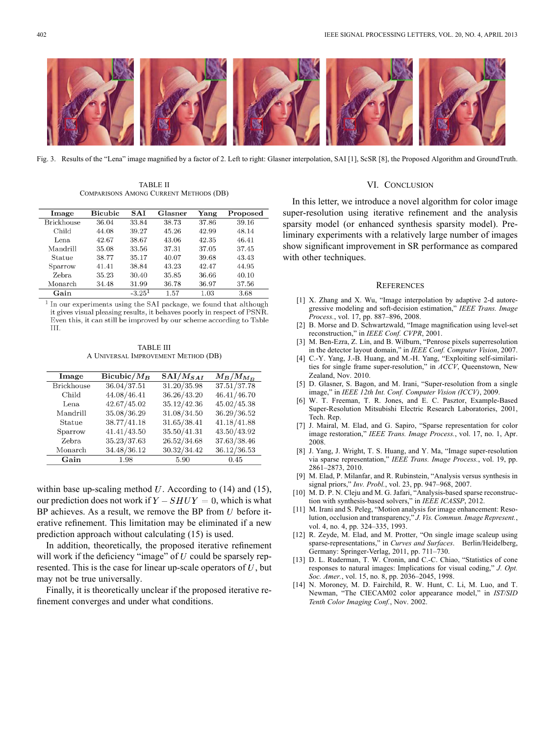Fig. 3. Results of the "Lena" image magnified by a factor of 2. Left to right: Glasner interpolation, SAI [1], ScSR [8], the Proposed Algorithm and GroundTruth.

TABLE II
COMPARISONS AMONG CURRENT METHODS (DB)

| Image | Bicubic | SAI | Glasner | Yang | Proposed |
|---|---|---|---|---|---|
| Brickhouse | 36.04 | 33.84 | 38.73 | 37.86 | 39.16 |
| Child | 44.08 | 39.27 | 45.26 | 42.99 | 48.14 |
| Lena | 42.67 | 38.67 | 43.06 | 42.35 | 46.41 |
| Mandrill | 35.08 | 33.56 | 37.31 | 37.05 | 37.45 |
| Statue | 38.77 | 35.17 | 40.07 | 39.68 | 43.43 |
| Sparrow | 41.41 | 38.84 | 43.23 | 42.47 | 44.95 |
| Zebra | 35.23 | 30.40 | 35.85 | 36.66 | 40.10 |
| Monarch | 34.48 | 31.99 | 36.78 | 36.97 | 37.56 |
| **Gain** | | -3.25[1] | 1.57 | 1.03 | 3.68 |

[1] In our experiments using the SAI package, we found that although it gives visual pleasing results, it behaves poorly in respect of PSNR. Even this, it can still be improved by our scheme according to Table III.

TABLE III
A UNIVERSAL IMPROVEMENT METHOD (DB)

| Image | Bicubic/$M_B$ | SAI/$M_{SAI}$ | $M_B$/$M_{M_B}$ |
|---|---|---|---|
| Brickhouse | 36.04/37.51 | 31.20/35.98 | 37.51/37.78 |
| Child | 44.08/46.41 | 36.26/43.20 | 46.41/46.70 |
| Lena | 42.67/45.02 | 35.12/42.36 | 45.02/45.38 |
| Mandrill | 35.08/36.29 | 31.08/34.50 | 36.29/36.52 |
| Statue | 38.77/41.18 | 31.65/38.41 | 41.18/41.88 |
| Sparrow | 41.41/43.50 | 35.50/41.31 | 43.50/43.92 |
| Zebra | 35.23/37.63 | 26.52/34.68 | 37.63/38.46 |
| Monarch | 34.48/36.12 | 30.32/34.42 | 36.12/36.53 |
| **Gain** | 1.98 | 5.90 | 0.45 |

within base up-scaling method $U$. According to (14) and (15), our prediction does not work if $Y - SHUY = 0$, which is what BP achieves. As a result, we remove the BP from $U$ before iterative refinement. This limitation may be eliminated if a new prediction approach without calculating (15) is used.

In addition, theoretically, the proposed iterative refinement will work if the deficiency "image" of $U$ could be sparsely represented. This is the case for linear up-scale operators of $U$, but may not be true universally.

Finally, it is theoretically unclear if the proposed iterative refinement converges and under what conditions.

## VI. CONCLUSION

In this letter, we introduce a novel algorithm for color image super-resolution using iterative refinement and the analysis sparsity model (or enhanced synthesis sparsity model). Preliminary experiments with a relatively large number of images show significant improvement in SR performance as compared with other techniques.

## REFERENCES

[1] X. Zhang and X. Wu, "Image interpolation by adaptive 2-d autoregressive modeling and soft-decision estimation," *IEEE Trans. Image Process.*, vol. 17, pp. 887–896, 2008.

[2] B. Morse and D. Schwartzwald, "Image magnification using level-set reconstruction," in *IEEE Conf. CVPR*, 2001.

[3] M. Ben-Ezra, Z. Lin, and B. Wilburn, "Penrose pixels superresolution in the detector layout domain," in *IEEE Conf. Computer Vision*, 2007.

[4] C.-Y. Yang, J.-B. Huang, and M.-H. Yang, "Exploiting self-similarities for single frame super-resolution," in *ACCV*, Queenstown, New Zealand, Nov. 2010.

[5] D. Glasner, S. Bagon, and M. Irani, "Super-resolution from a single image," in *IEEE 12th Int. Conf. Computer Vision (ICCV)*, 2009.

[6] W. T. Freeman, T. R. Jones, and E. C. Pasztor, Example-Based Super-Resolution Mitsubishi Electric Research Laboratories, 2001, Tech. Rep.

[7] J. Mairal, M. Elad, and G. Sapiro, "Sparse representation for color image restoration," *IEEE Trans. Image Process.*, vol. 17, no. 1, Apr. 2008.

[8] J. Yang, J. Wright, T. S. Huang, and Y. Ma, "Image super-resolution via sparse representation," *IEEE Trans. Image Process.*, vol. 19, pp. 2861–2873, 2010.

[9] M. Elad, P. Milanfar, and R. Rubinstein, "Analysis versus synthesis in signal priors," *Inv. Probl.*, vol. 23, pp. 947–968, 2007.

[10] M. D. P. N. Cleju and M. G. Jafari, "Analysis-based sparse reconstruction with synthesis-based solvers," in *IEEE ICASSP*, 2012.

[11] M. Irani and S. Peleg, "Motion analysis for image enhancement: Resolution, occlusion and transparency," *J. Vis. Commun. Image Represent.*, vol. 4, no. 4, pp. 324–335, 1993.

[12] R. Zeyde, M. Elad, and M. Protter, "On single image scaleup using sparse-representations," in *Curves and Surfaces*. Berlin/Heidelberg, Germany: Springer-Verlag, 2011, pp. 711–730.

[13] D. L. Ruderman, T. W. Cronin, and C.-C. Chiao, "Statistics of cone responses to natural images: Implications for visual coding," *J. Opt. Soc. Amer.*, vol. 15, no. 8, pp. 2036–2045, 1998.

[14] N. Moroney, M. D. Fairchild, R. W. Hunt, C. Li, M. Luo, and T. Newman, "The CIECAM02 color appearance model," in *IST/SID Tenth Color Imaging Conf.*, Nov. 2002.